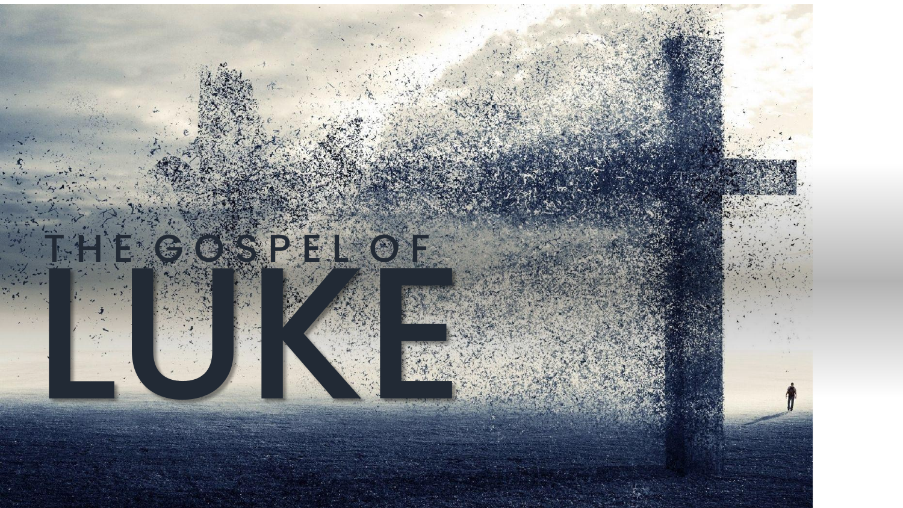# THE GOSPEL OF LUKE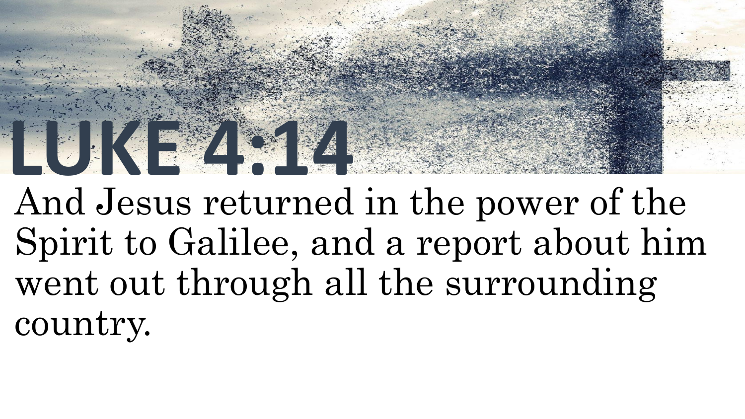# LUKE 4:14

And Jesus returned in the power of the Spirit to Galilee, and a report about him went out through all the surrounding country.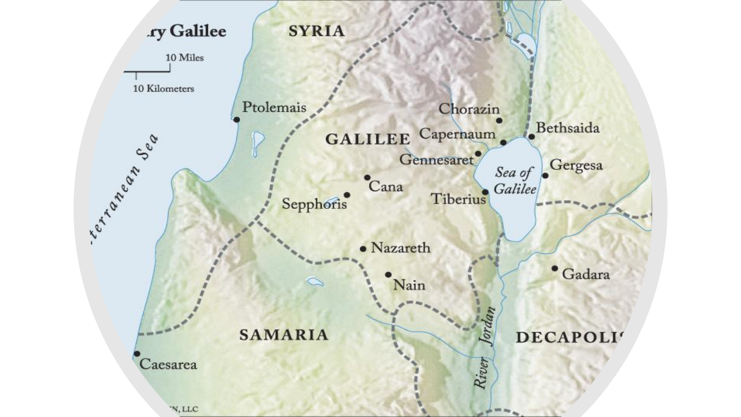## ry Galilee

10 Miles

10 Kilometers

SYRIA

GALILEE

SAMARIA

DECAPOLIS

terranean Sea

Ptolemais

Chorazin

Capernaum

Bethsaida

Gennesaret

Sea of Galilee

Gergesa

Cana

Sepphoris

Tiberius

Nazareth

Nain

Gadara

River Jordan

Caesarea

N, LLC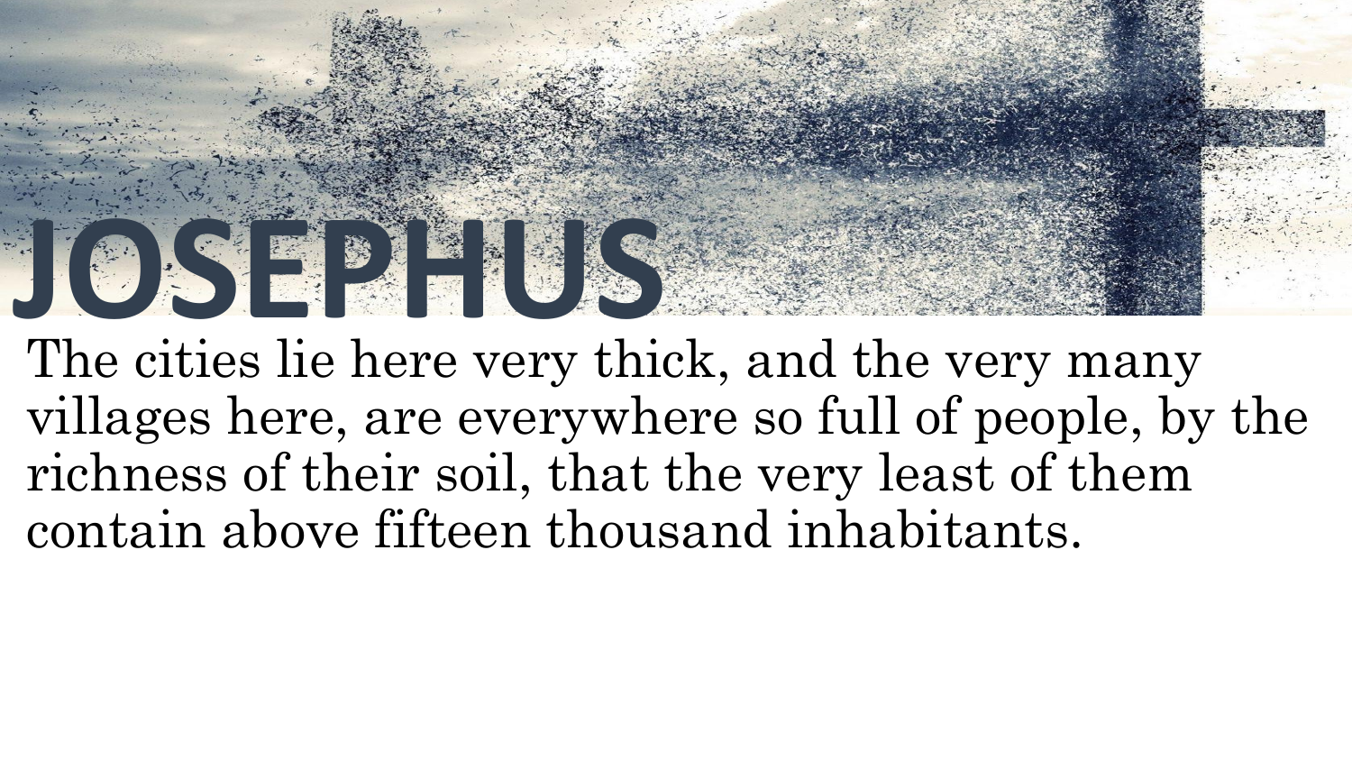# JOSEPHUS

The cities lie here very thick, and the very many villages here, are everywhere so full of people, by the richness of their soil, that the very least of them contain above fifteen thousand inhabitants.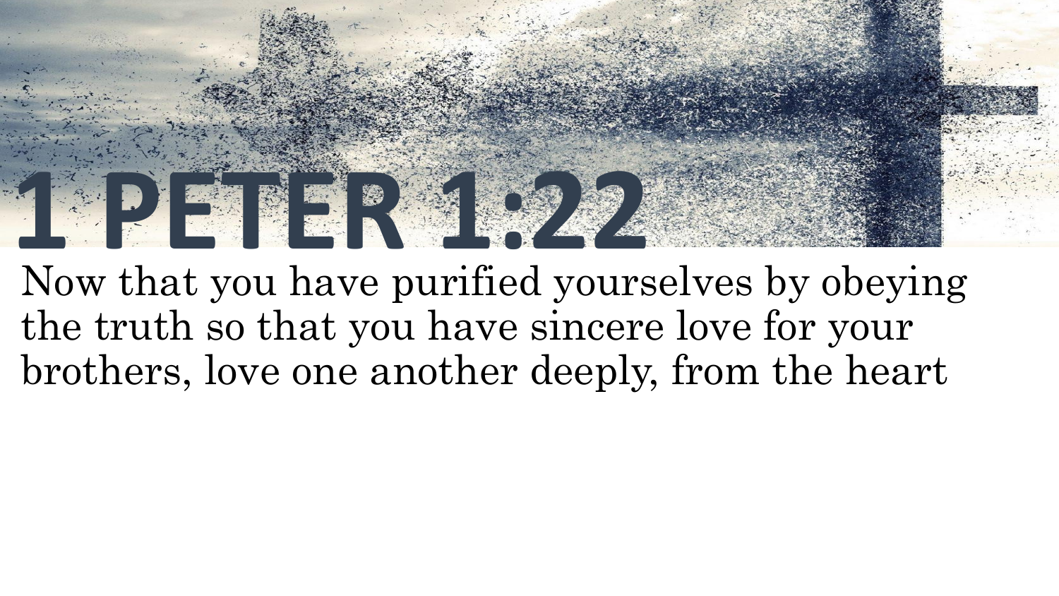# 1 PETER 1:22

Now that you have purified yourselves by obeying the truth so that you have sincere love for your brothers, love one another deeply, from the heart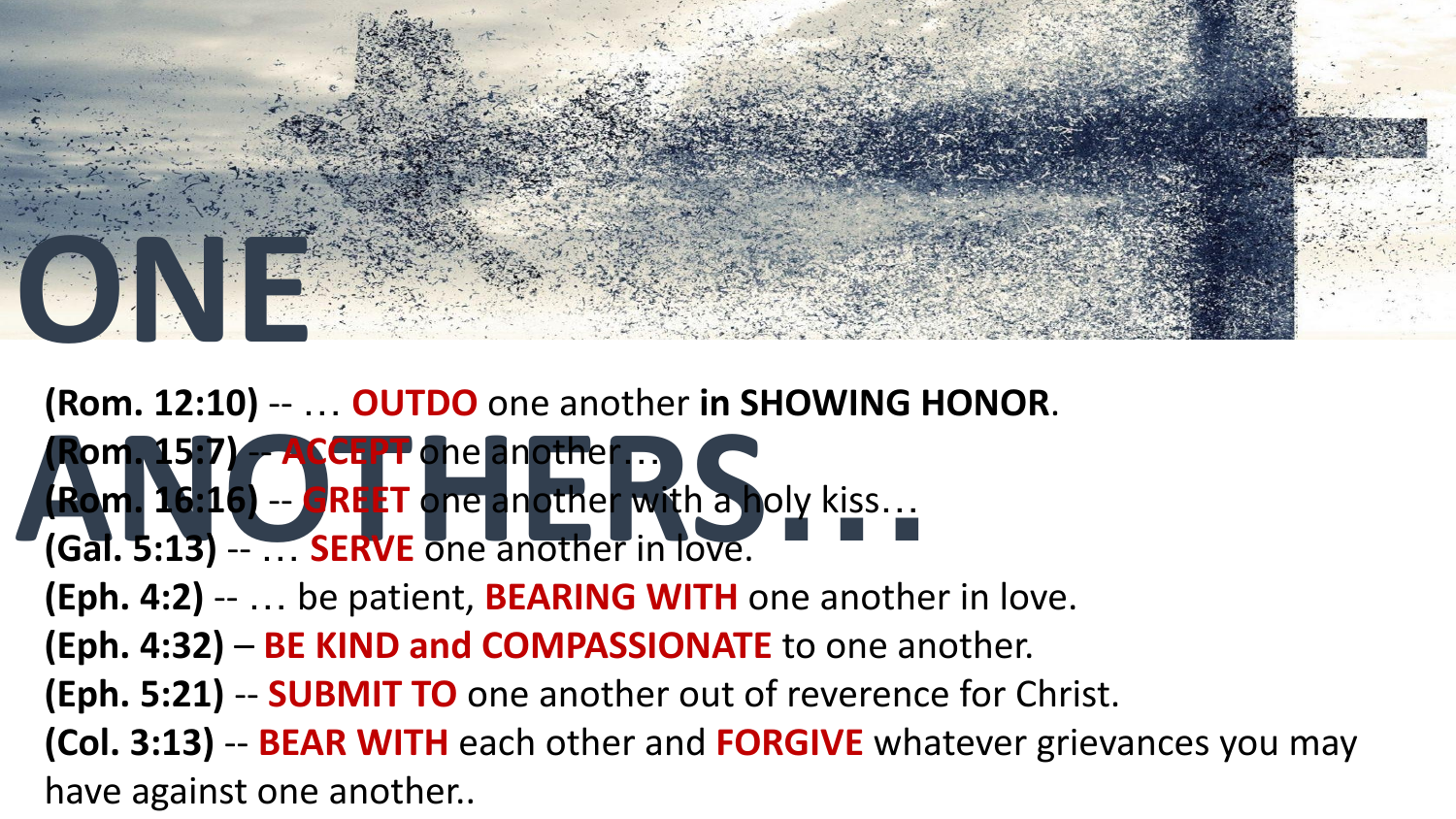# ONE ANOTHERS…

**(Rom. 12:10)** -- … **OUTDO** one another **in SHOWING HONOR**.

**(Rom. 15:7)** -- **ACCEPT** one another…

**(Rom. 16:16)** -- **GREET** one another with a holy kiss…

**(Gal. 5:13)** -- … **SERVE** one another in love.

**(Eph. 4:2)** -- … be patient, **BEARING WITH** one another in love.

**(Eph. 4:32)** – **BE KIND and COMPASSIONATE** to one another.

**(Eph. 5:21)** -- **SUBMIT TO** one another out of reverence for Christ.

**(Col. 3:13)** -- **BEAR WITH** each other and **FORGIVE** whatever grievances you may have against one another..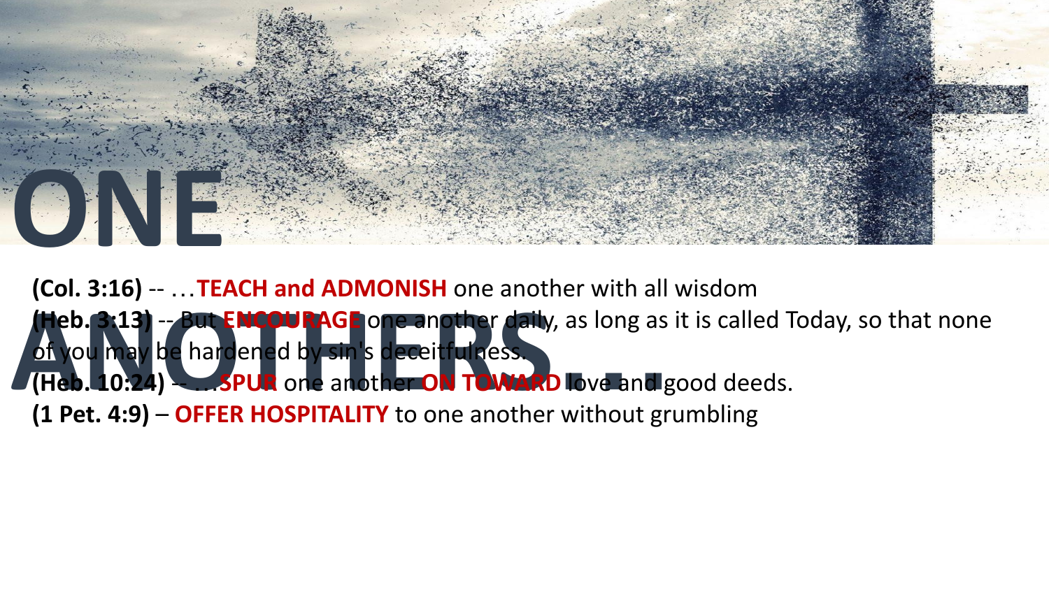# ONE ANOTHERS…

**(Col. 3:16)** -- …**TEACH and ADMONISH** one another with all wisdom

**(Heb. 3:13)** -- But **ENCOURAGE** one another daily, as long as it is called Today, so that none of you may be hardened by sin's deceitfulness.

**(Heb. 10:24)** -- …**SPUR** one another **ON TOWARD** love and good deeds.

**(1 Pet. 4:9)** – **OFFER HOSPITALITY** to one another without grumbling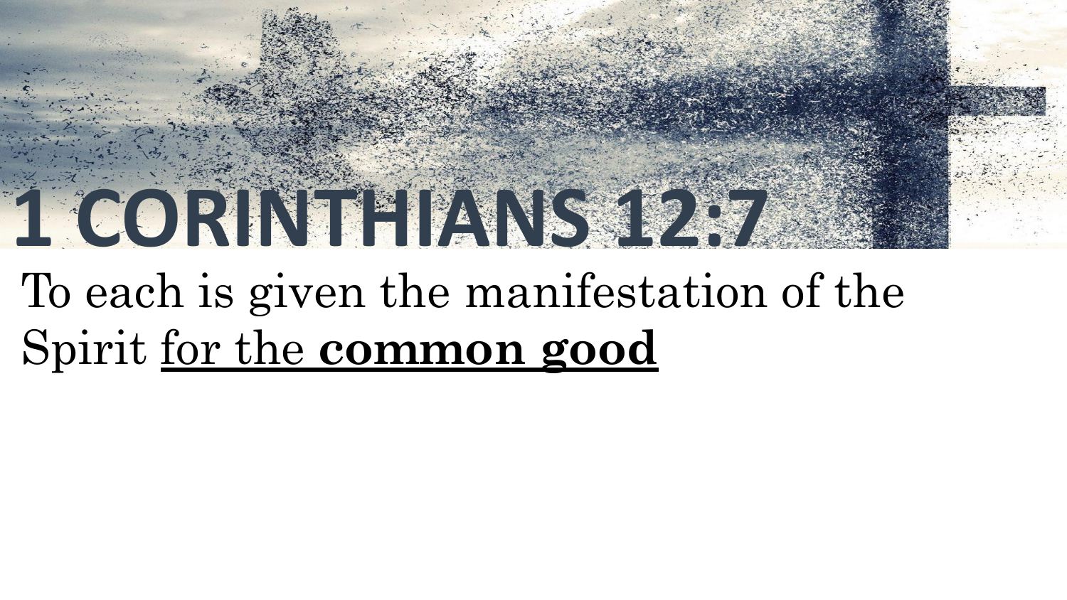# 1 CORINTHIANS 12:7

To each is given the manifestation of the Spirit <u>for the **common good**</u>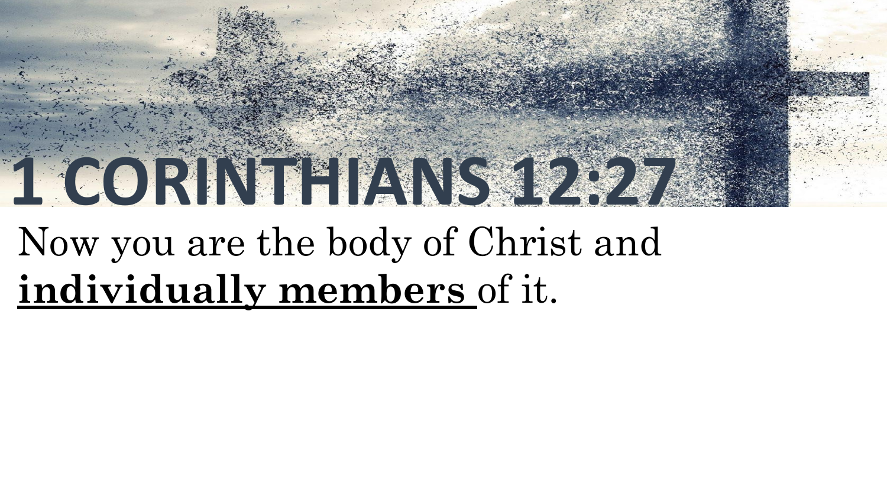# 1 CORINTHIANS 12:27

Now you are the body of Christ and **individually members** of it.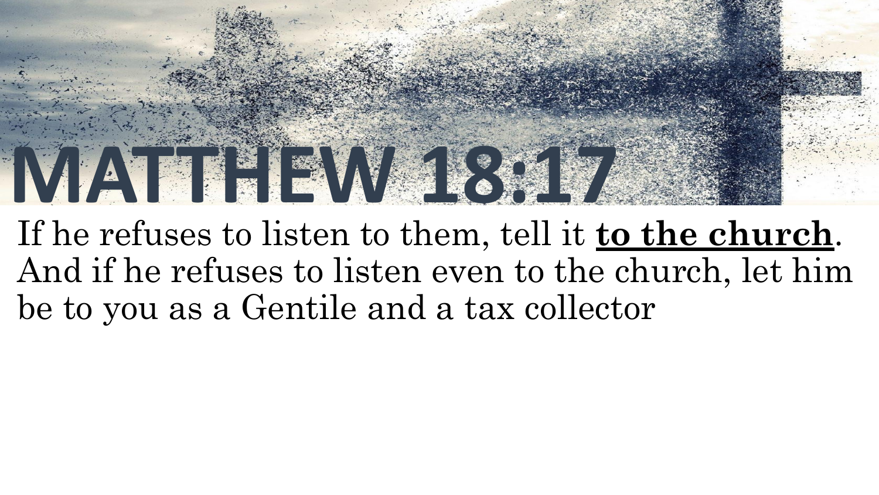# MATTHEW 18:17

If he refuses to listen to them, tell it **<u>to the church</u>**. And if he refuses to listen even to the church, let him be to you as a Gentile and a tax collector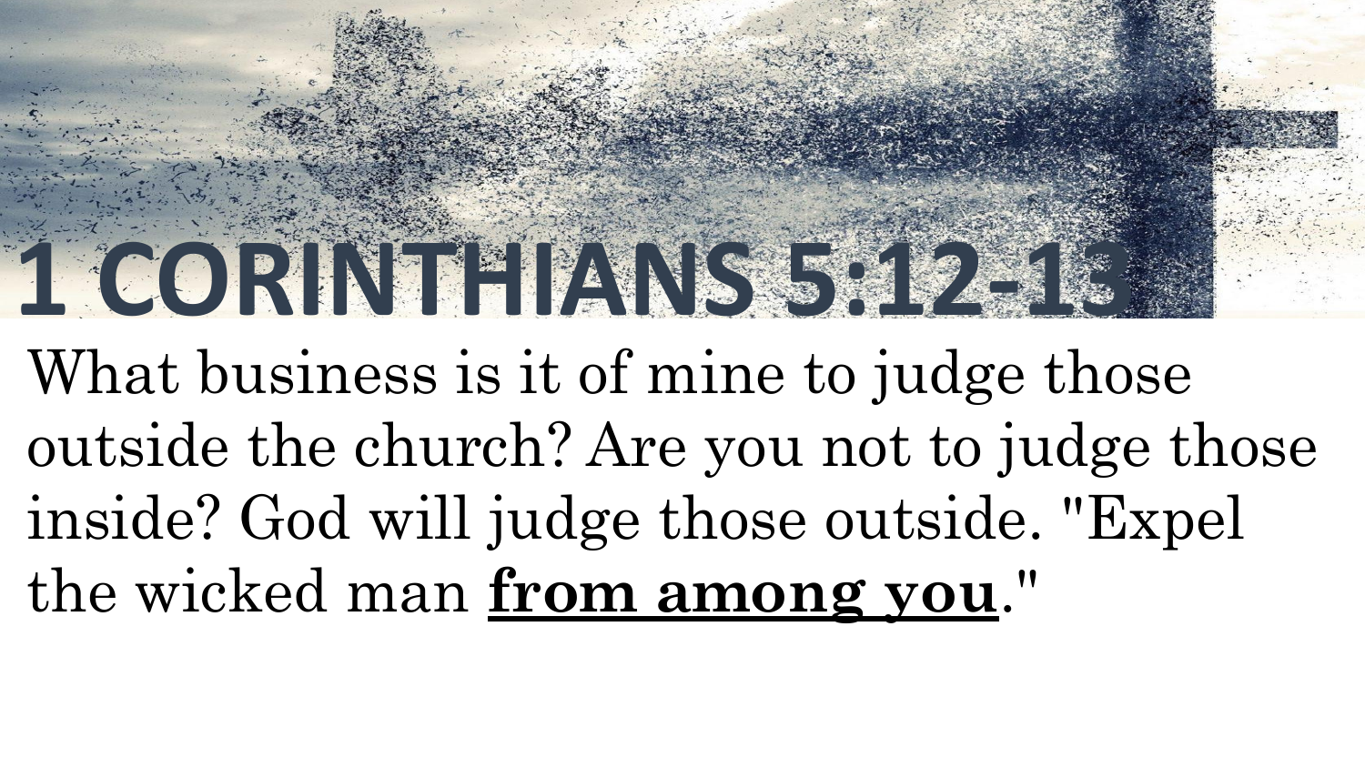# 1 CORINTHIANS 5:12-13

What business is it of mine to judge those outside the church? Are you not to judge those inside? God will judge those outside. "Expel the wicked man **from among you**."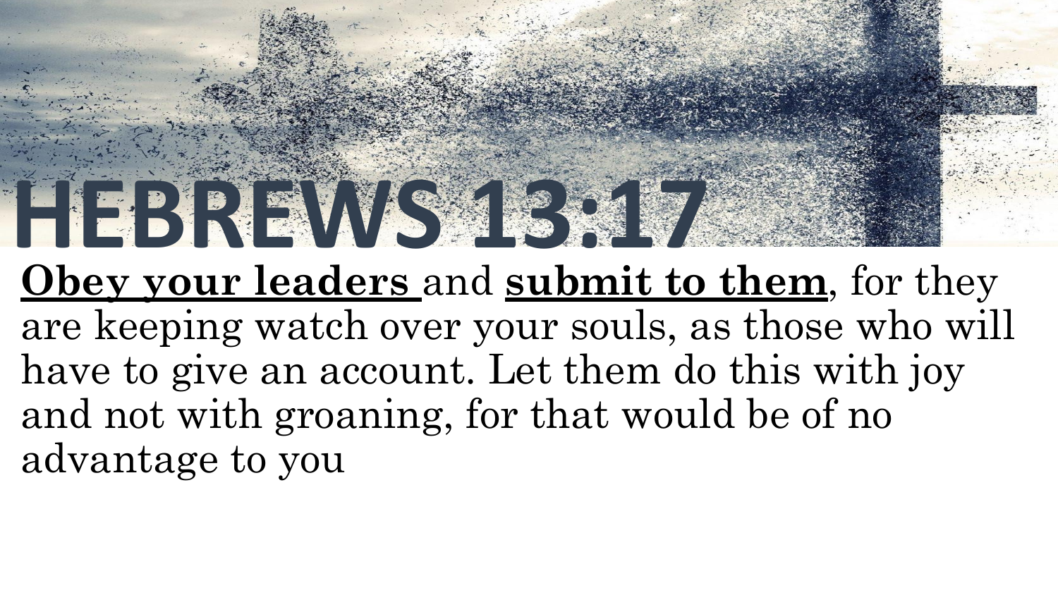# HEBREWS 13:17

**Obey your leaders** and **submit to them**, for they are keeping watch over your souls, as those who will have to give an account. Let them do this with joy and not with groaning, for that would be of no advantage to you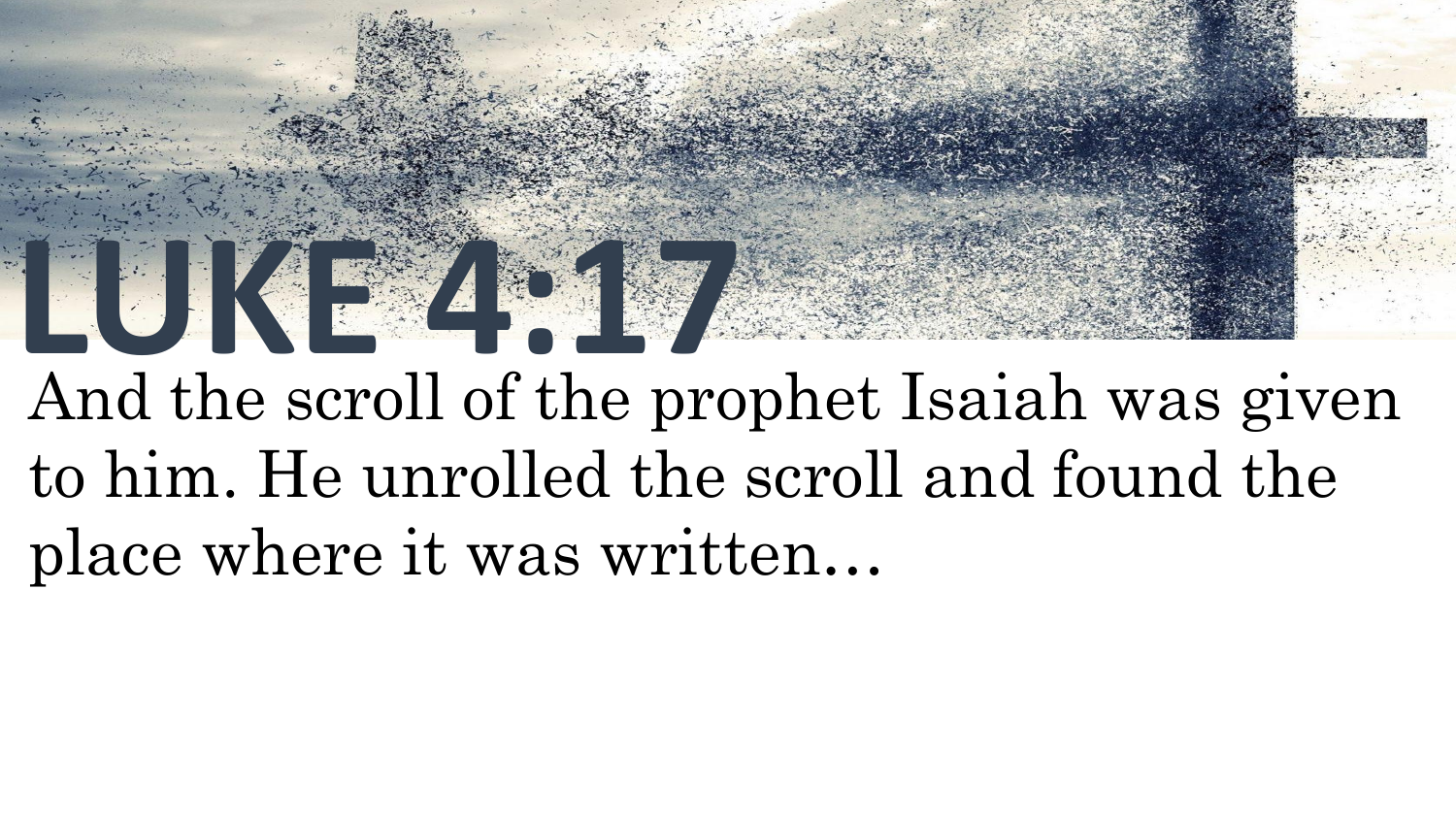# LUKE 4:17

And the scroll of the prophet Isaiah was given to him. He unrolled the scroll and found the place where it was written…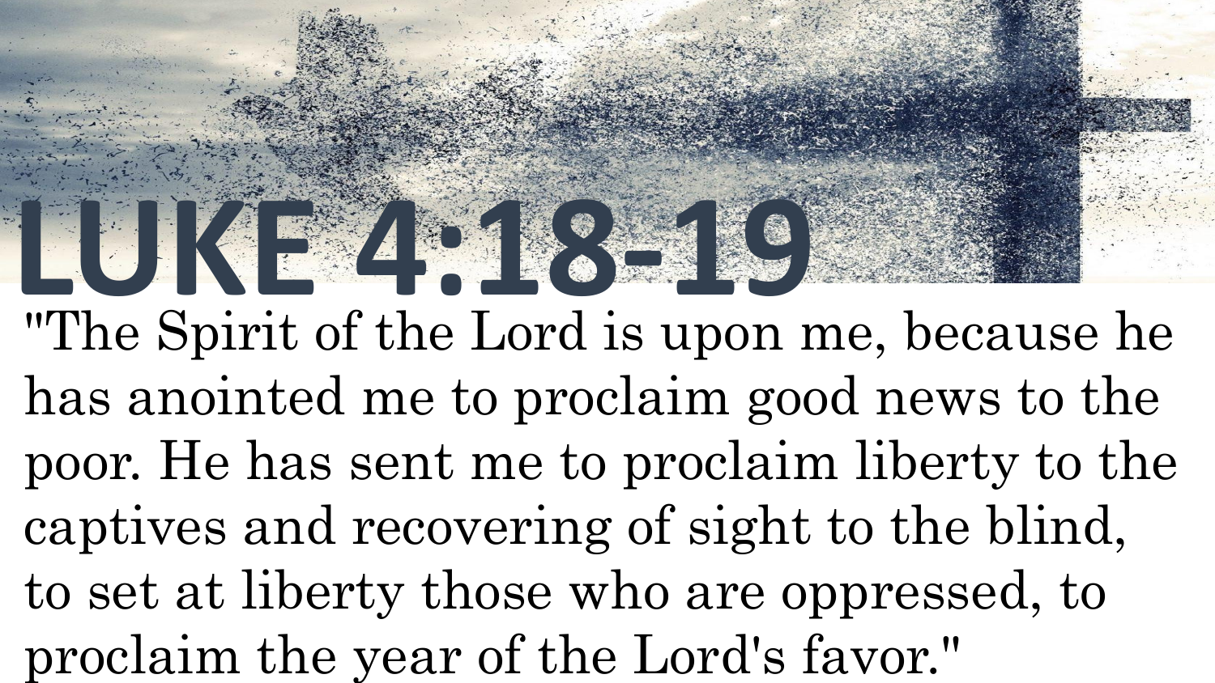# LUKE 4:18-19

"The Spirit of the Lord is upon me, because he has anointed me to proclaim good news to the poor. He has sent me to proclaim liberty to the captives and recovering of sight to the blind, to set at liberty those who are oppressed, to proclaim the year of the Lord's favor."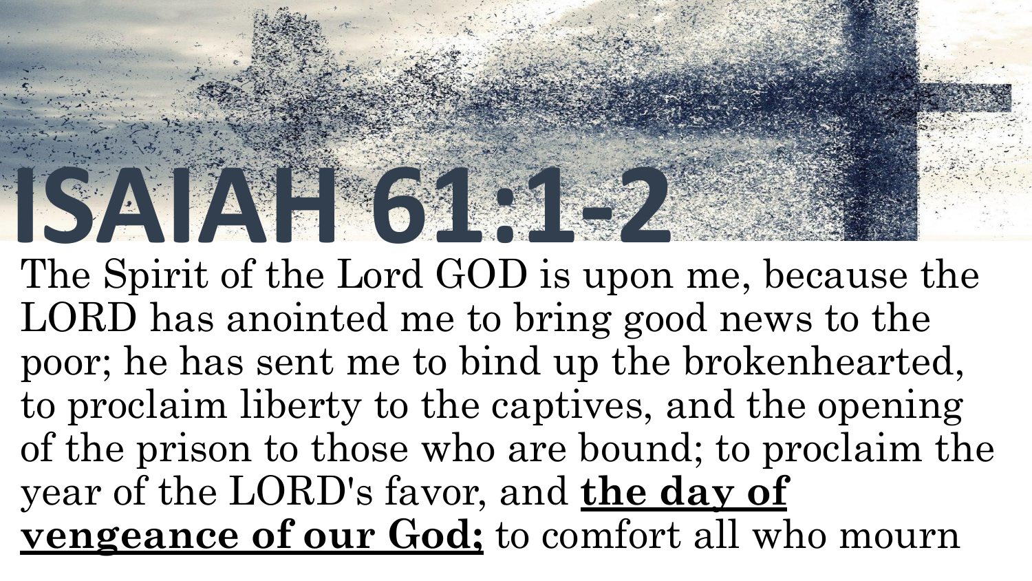# ISAIAH 61:1-2

The Spirit of the Lord GOD is upon me, because the LORD has anointed me to bring good news to the poor; he has sent me to bind up the brokenhearted, to proclaim liberty to the captives, and the opening of the prison to those who are bound; to proclaim the year of the LORD's favor, and **the day of vengeance of our God;** to comfort all who mourn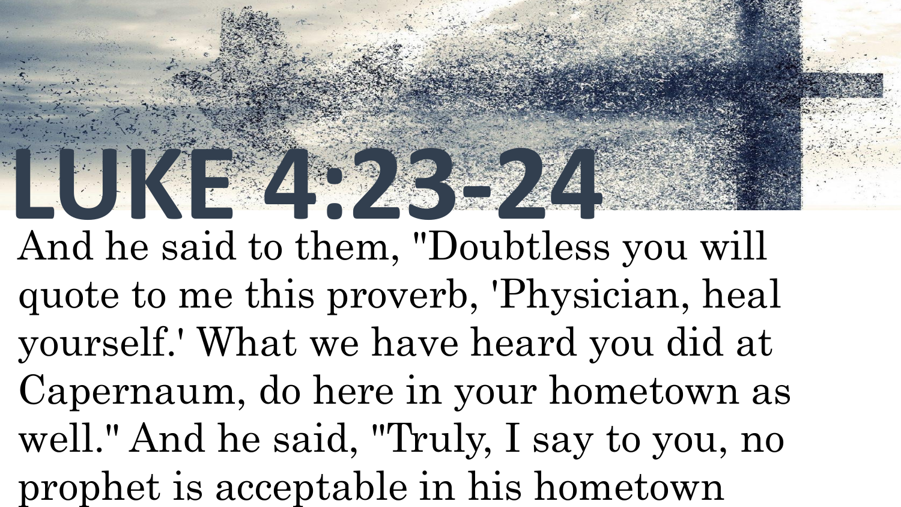# LUKE 4:23-24

And he said to them, "Doubtless you will quote to me this proverb, 'Physician, heal yourself.' What we have heard you did at Capernaum, do here in your hometown as well." And he said, "Truly, I say to you, no prophet is acceptable in his hometown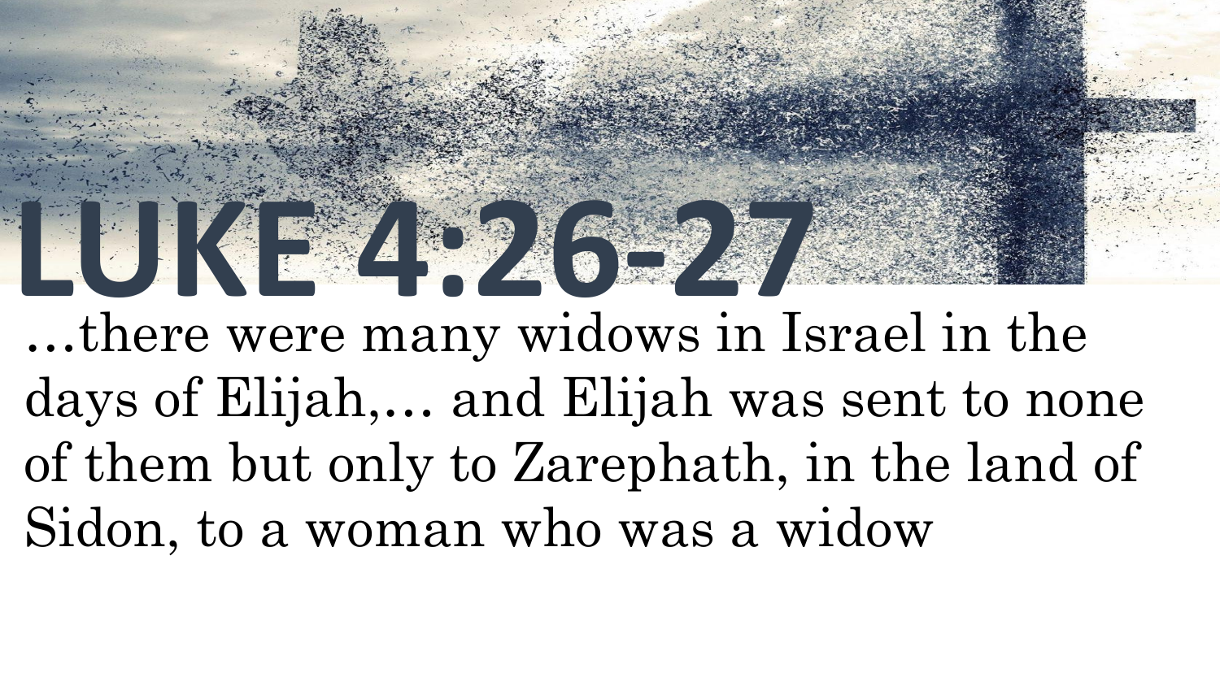# LUKE 4:26-27

…there were many widows in Israel in the days of Elijah,… and Elijah was sent to none of them but only to Zarephath, in the land of Sidon, to a woman who was a widow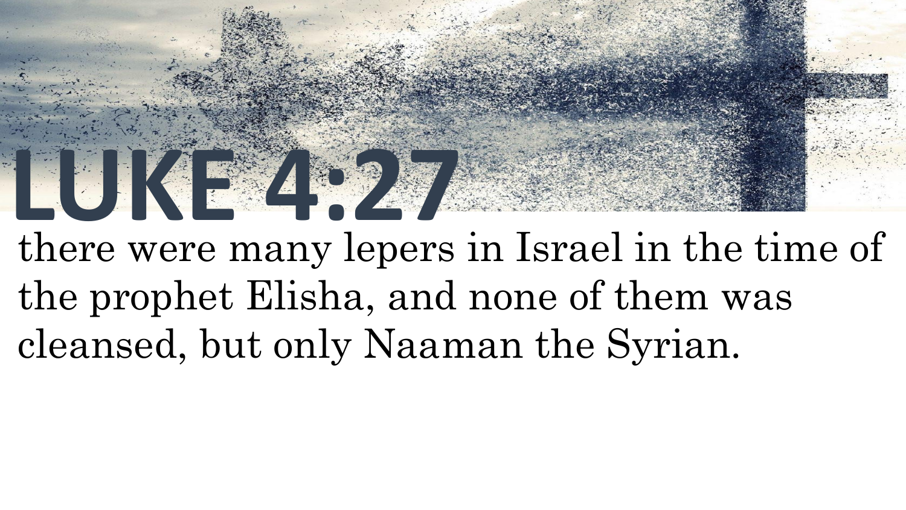# LUKE 4:27

there were many lepers in Israel in the time of the prophet Elisha, and none of them was cleansed, but only Naaman the Syrian.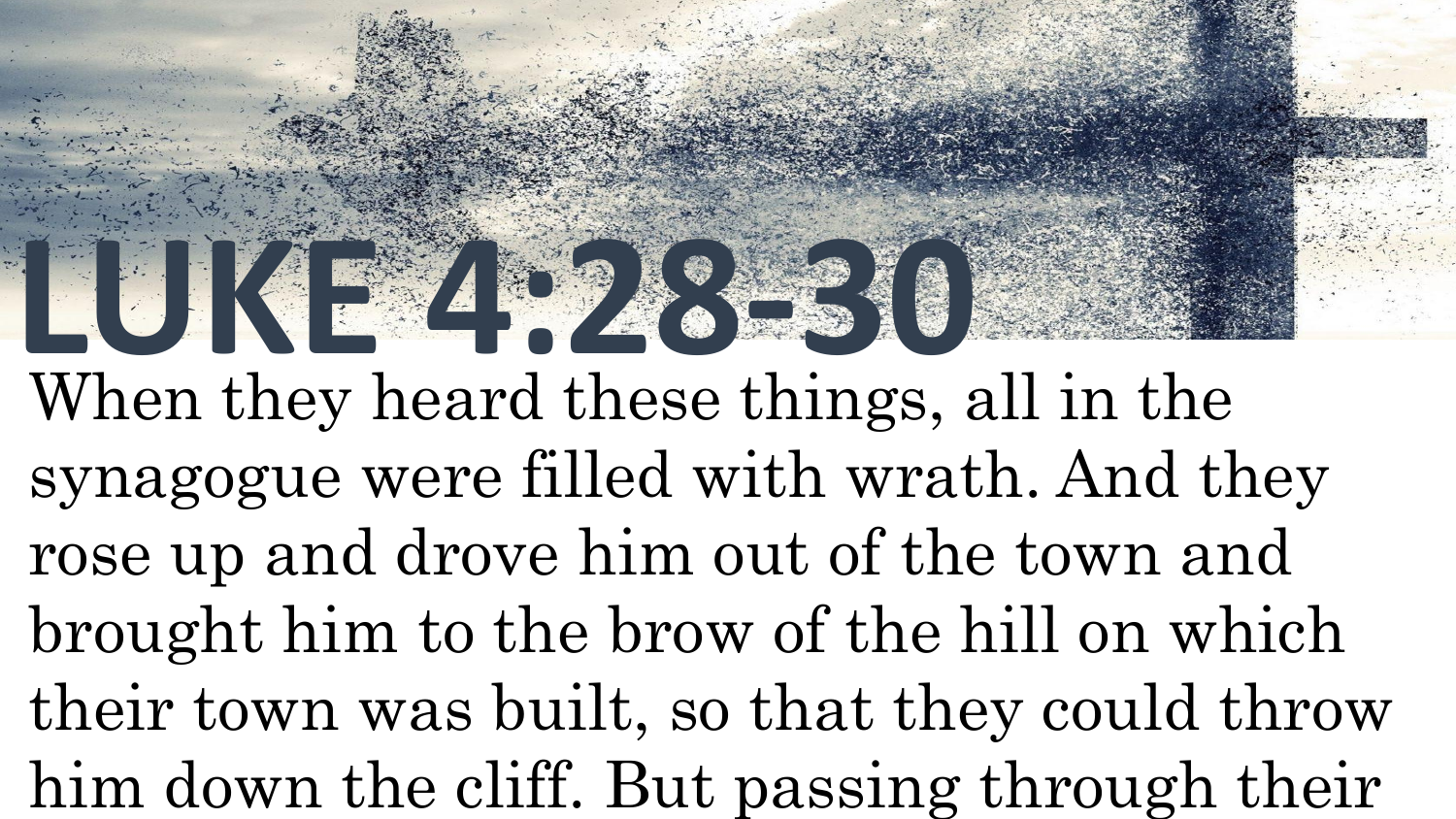# LUKE 4:28-30

When they heard these things, all in the synagogue were filled with wrath. And they rose up and drove him out of the town and brought him to the brow of the hill on which their town was built, so that they could throw him down the cliff. But passing through their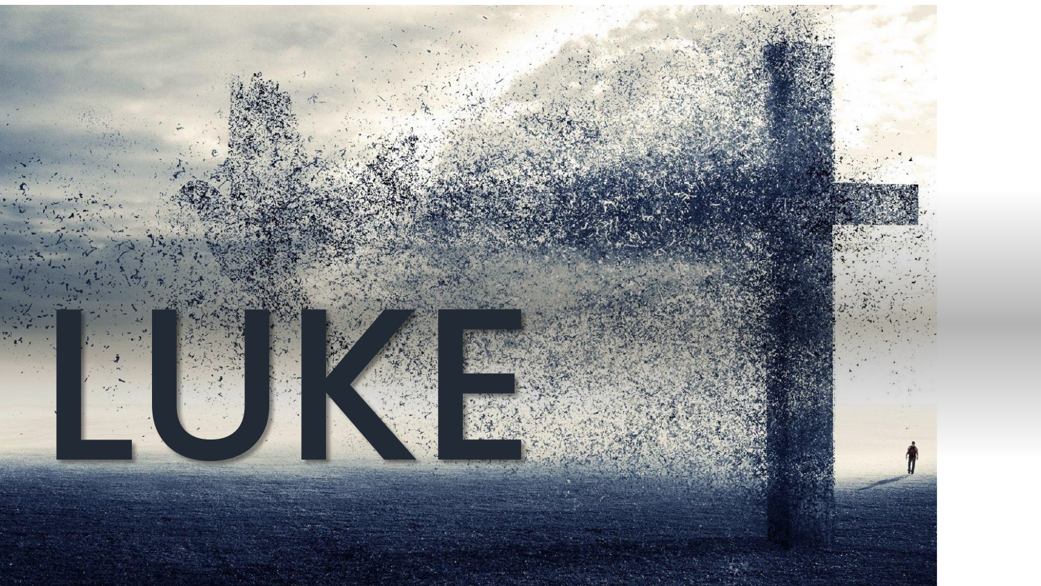# LUKE